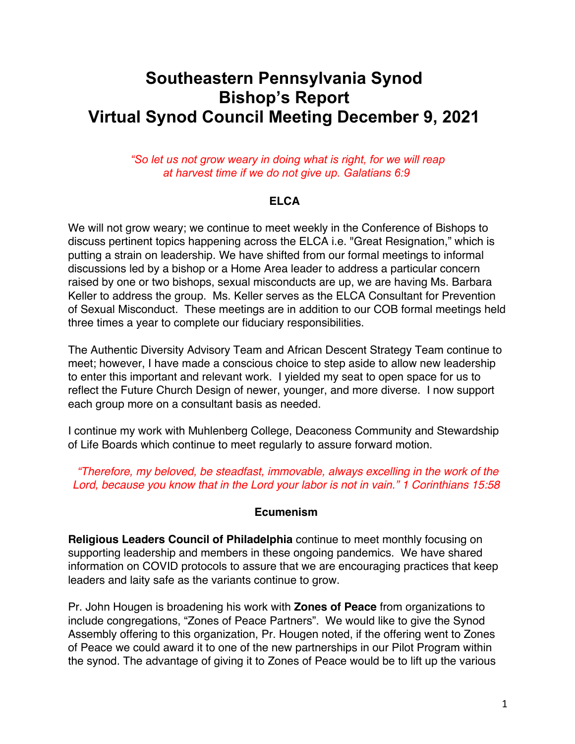# Southeastern Pennsylvania Synod Bishop's Report Virtual Synod Council Meeting December 9, 2021

*"So let us not grow weary in doing what is right, for we will reap at harvest time if we do not give up. Galatians 6:9*

## ELCA

We will not grow weary; we continue to meet weekly in the Conference of Bishops to discuss pertinent topics happening across the ELCA i.e. "Great Resignation," which is putting a strain on leadership. We have shifted from our formal meetings to informal discussions led by a bishop or a Home Area leader to address a particular concern raised by one or two bishops, sexual misconducts are up, we are having Ms. Barbara Keller to address the group. Ms. Keller serves as the ELCA Consultant for Prevention of Sexual Misconduct. These meetings are in addition to our COB formal meetings held three times a year to complete our fiduciary responsibilities.

The Authentic Diversity Advisory Team and African Descent Strategy Team continue to meet; however, I have made a conscious choice to step aside to allow new leadership to enter this important and relevant work. I yielded my seat to open space for us to reflect the Future Church Design of newer, younger, and more diverse. I now support each group more on a consultant basis as needed.

I continue my work with Muhlenberg College, Deaconess Community and Stewardship of Life Boards which continue to meet regularly to assure forward motion.

*"Therefore, my beloved, be steadfast, immovable, always excelling in the work of the Lord, because you know that in the Lord your labor is not in vain." 1 Corinthians 15:58*

## Ecumenism

**Religious Leaders Council of Philadelphia** continue to meet monthly focusing on supporting leadership and members in these ongoing pandemics. We have shared information on COVID protocols to assure that we are encouraging practices that keep leaders and laity safe as the variants continue to grow.

Pr. John Hougen is broadening his work with **Zones of Peace** from organizations to include congregations, "Zones of Peace Partners". We would like to give the Synod Assembly offering to this organization, Pr. Hougen noted, if the offering went to Zones of Peace we could award it to one of the new partnerships in our Pilot Program within the synod. The advantage of giving it to Zones of Peace would be to lift up the various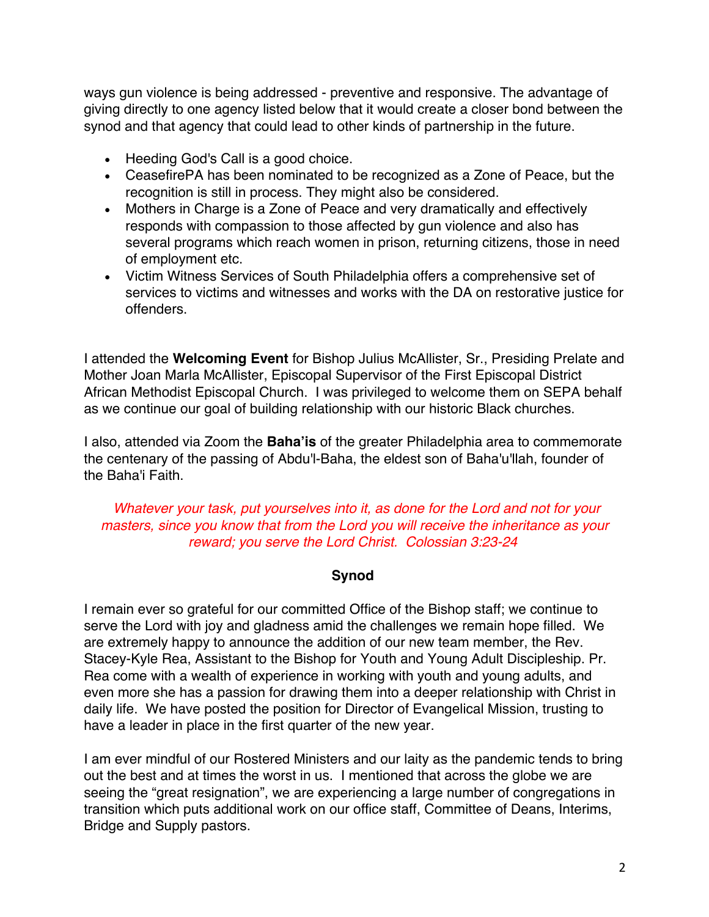ways gun violence is being addressed - preventive and responsive. The advantage of giving directly to one agency listed below that it would create a closer bond between the synod and that agency that could lead to other kinds of partnership in the future.

- Heeding God's Call is a good choice.
- CeasefirePA has been nominated to be recognized as a Zone of Peace, but the recognition is still in process. They might also be considered.
- Mothers in Charge is a Zone of Peace and very dramatically and effectively responds with compassion to those affected by gun violence and also has several programs which reach women in prison, returning citizens, those in need of employment etc.
- Victim Witness Services of South Philadelphia offers a comprehensive set of services to victims and witnesses and works with the DA on restorative justice for offenders.

I attended the **Welcoming Event** for Bishop Julius McAllister, Sr., Presiding Prelate and Mother Joan Marla McAllister, Episcopal Supervisor of the First Episcopal District African Methodist Episcopal Church. I was privileged to welcome them on SEPA behalf as we continue our goal of building relationship with our historic Black churches.

I also, attended via Zoom the **Baha'is** of the greater Philadelphia area to commemorate the centenary of the passing of Abdu'l-Baha, the eldest son of Baha'u'llah, founder of the Baha'i Faith.

*Whatever your task, put yourselves into it, as done for the Lord and not for your masters, since you know that from the Lord you will receive the inheritance as your reward; you serve the Lord Christ. Colossian 3:23-24*

## Synod

I remain ever so grateful for our committed Office of the Bishop staff; we continue to serve the Lord with joy and gladness amid the challenges we remain hope filled. We are extremely happy to announce the addition of our new team member, the Rev. Stacey-Kyle Rea, Assistant to the Bishop for Youth and Young Adult Discipleship. Pr. Rea come with a wealth of experience in working with youth and young adults, and even more she has a passion for drawing them into a deeper relationship with Christ in daily life. We have posted the position for Director of Evangelical Mission, trusting to have a leader in place in the first quarter of the new year.

I am ever mindful of our Rostered Ministers and our laity as the pandemic tends to bring out the best and at times the worst in us. I mentioned that across the globe we are seeing the "great resignation", we are experiencing a large number of congregations in transition which puts additional work on our office staff, Committee of Deans, Interims, Bridge and Supply pastors.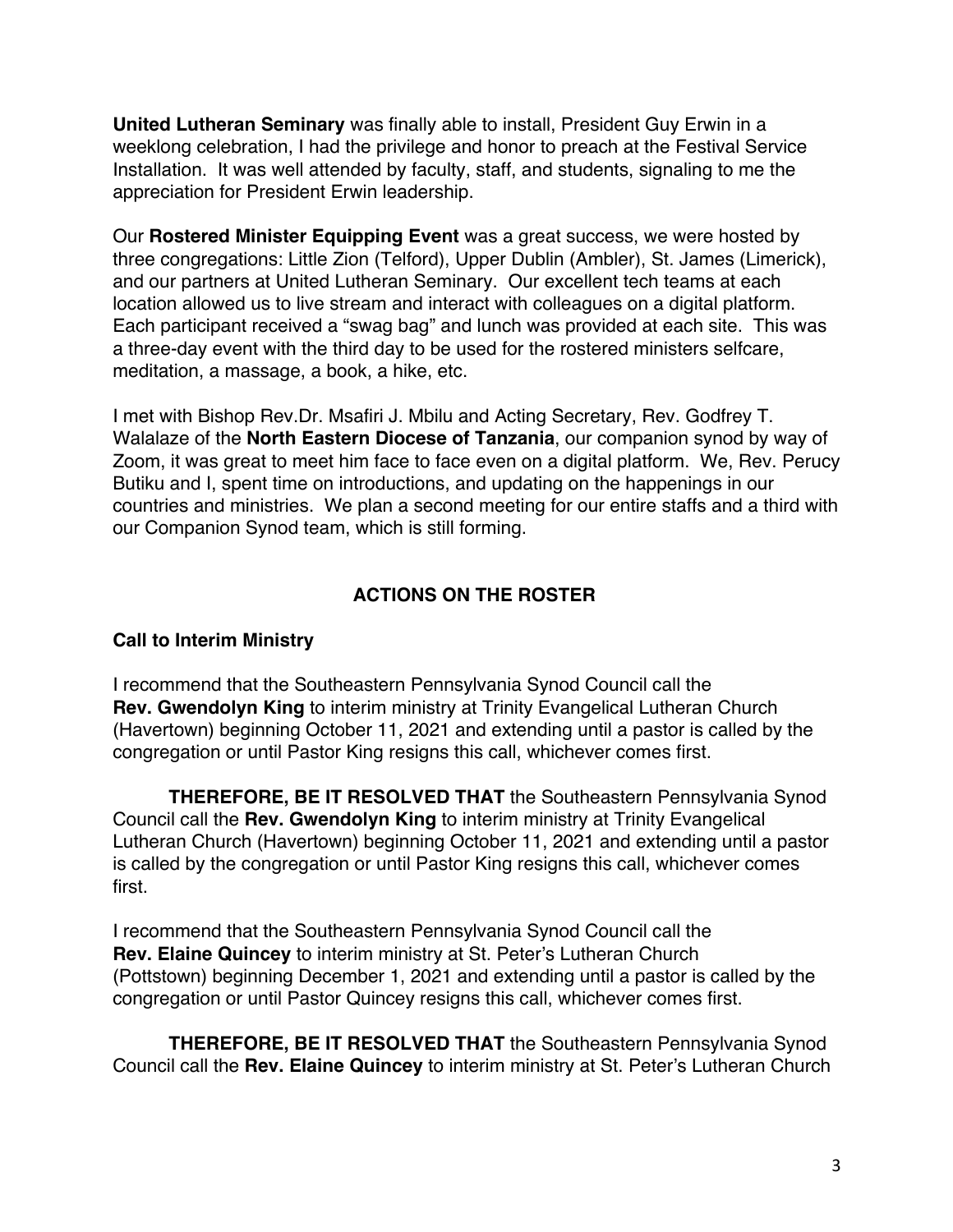**United Lutheran Seminary** was finally able to install, President Guy Erwin in a weeklong celebration, I had the privilege and honor to preach at the Festival Service Installation. It was well attended by faculty, staff, and students, signaling to me the appreciation for President Erwin leadership.

Our **Rostered Minister Equipping Event** was a great success, we were hosted by three congregations: Little Zion (Telford), Upper Dublin (Ambler), St. James (Limerick), and our partners at United Lutheran Seminary. Our excellent tech teams at each location allowed us to live stream and interact with colleagues on a digital platform. Each participant received a "swag bag" and lunch was provided at each site. This was a three-day event with the third day to be used for the rostered ministers selfcare, meditation, a massage, a book, a hike, etc.

I met with Bishop Rev.Dr. Msafiri J. Mbilu and Acting Secretary, Rev. Godfrey T. Walalaze of the **North Eastern Diocese of Tanzania**, our companion synod by way of Zoom, it was great to meet him face to face even on a digital platform. We, Rev. Perucy Butiku and I, spent time on introductions, and updating on the happenings in our countries and ministries. We plan a second meeting for our entire staffs and a third with our Companion Synod team, which is still forming.

## ACTIONS ON THE ROSTER

### Call to Interim Ministry

I recommend that the Southeastern Pennsylvania Synod Council call the **Rev. Gwendolyn King** to interim ministry at Trinity Evangelical Lutheran Church (Havertown) beginning October 11, 2021 and extending until a pastor is called by the congregation or until Pastor King resigns this call, whichever comes first.

**THEREFORE, BE IT RESOLVED THAT** the Southeastern Pennsylvania Synod Council call the **Rev. Gwendolyn King** to interim ministry at Trinity Evangelical Lutheran Church (Havertown) beginning October 11, 2021 and extending until a pastor is called by the congregation or until Pastor King resigns this call, whichever comes first.

I recommend that the Southeastern Pennsylvania Synod Council call the **Rev. Elaine Quincey** to interim ministry at St. Peter's Lutheran Church (Pottstown) beginning December 1, 2021 and extending until a pastor is called by the congregation or until Pastor Quincey resigns this call, whichever comes first.

**THEREFORE, BE IT RESOLVED THAT** the Southeastern Pennsylvania Synod Council call the **Rev. Elaine Quincey** to interim ministry at St. Peter's Lutheran Church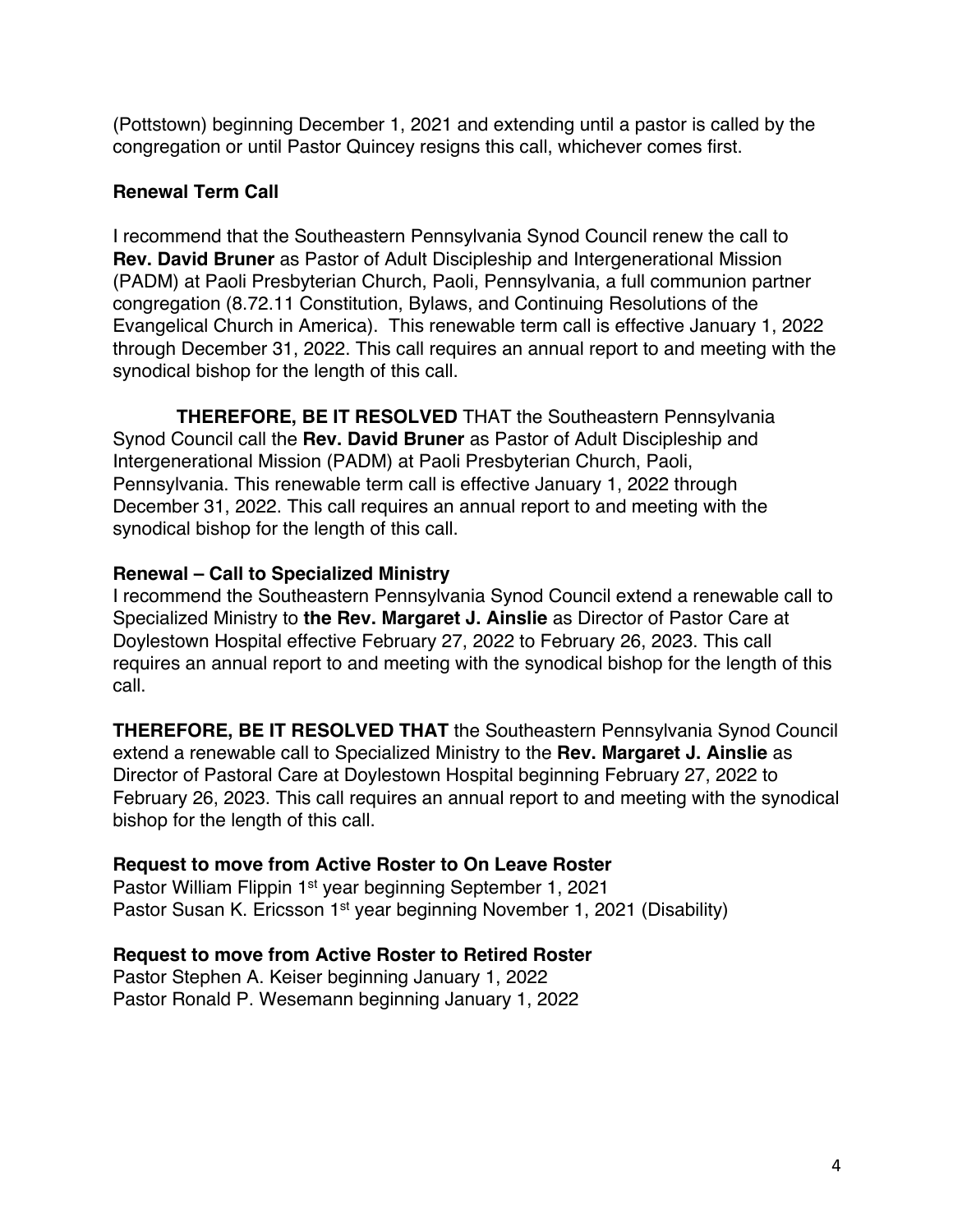(Pottstown) beginning December 1, 2021 and extending until a pastor is called by the congregation or until Pastor Quincey resigns this call, whichever comes first.

**Renewal Term Call**

I recommend that the Southeastern Pennsylvania Synod Council renew the call to **Rev. David Bruner** as Pastor of Adult Discipleship and Intergenerational Mission (PADM) at Paoli Presbyterian Church, Paoli, Pennsylvania, a full communion partner congregation (8.72.11 Constitution, Bylaws, and Continuing Resolutions of the Evangelical Church in America). This renewable term call is effective January 1, 2022 through December 31, 2022. This call requires an annual report to and meeting with the synodical bishop for the length of this call.

**THEREFORE, BE IT RESOLVED** THAT the Southeastern Pennsylvania Synod Council call the **Rev. David Bruner** as Pastor of Adult Discipleship and Intergenerational Mission (PADM) at Paoli Presbyterian Church, Paoli, Pennsylvania. This renewable term call is effective January 1, 2022 through December 31, 2022. This call requires an annual report to and meeting with the synodical bishop for the length of this call.

**Renewal – Call to Specialized Ministry**

I recommend the Southeastern Pennsylvania Synod Council extend a renewable call to Specialized Ministry to **the Rev. Margaret J. Ainslie** as Director of Pastor Care at Doylestown Hospital effective February 27, 2022 to February 26, 2023. This call requires an annual report to and meeting with the synodical bishop for the length of this call.

**THEREFORE, BE IT RESOLVED THAT** the Southeastern Pennsylvania Synod Council extend a renewable call to Specialized Ministry to the **Rev. Margaret J. Ainslie** as Director of Pastoral Care at Doylestown Hospital beginning February 27, 2022 to February 26, 2023. This call requires an annual report to and meeting with the synodical bishop for the length of this call.

**Request to move from Active Roster to On Leave Roster**

Pastor William Flippin 1st year beginning September 1, 2021
Pastor Susan K. Ericsson 1st year beginning November 1, 2021 (Disability)

**Request to move from Active Roster to Retired Roster**

Pastor Stephen A. Keiser beginning January 1, 2022
Pastor Ronald P. Wesemann beginning January 1, 2022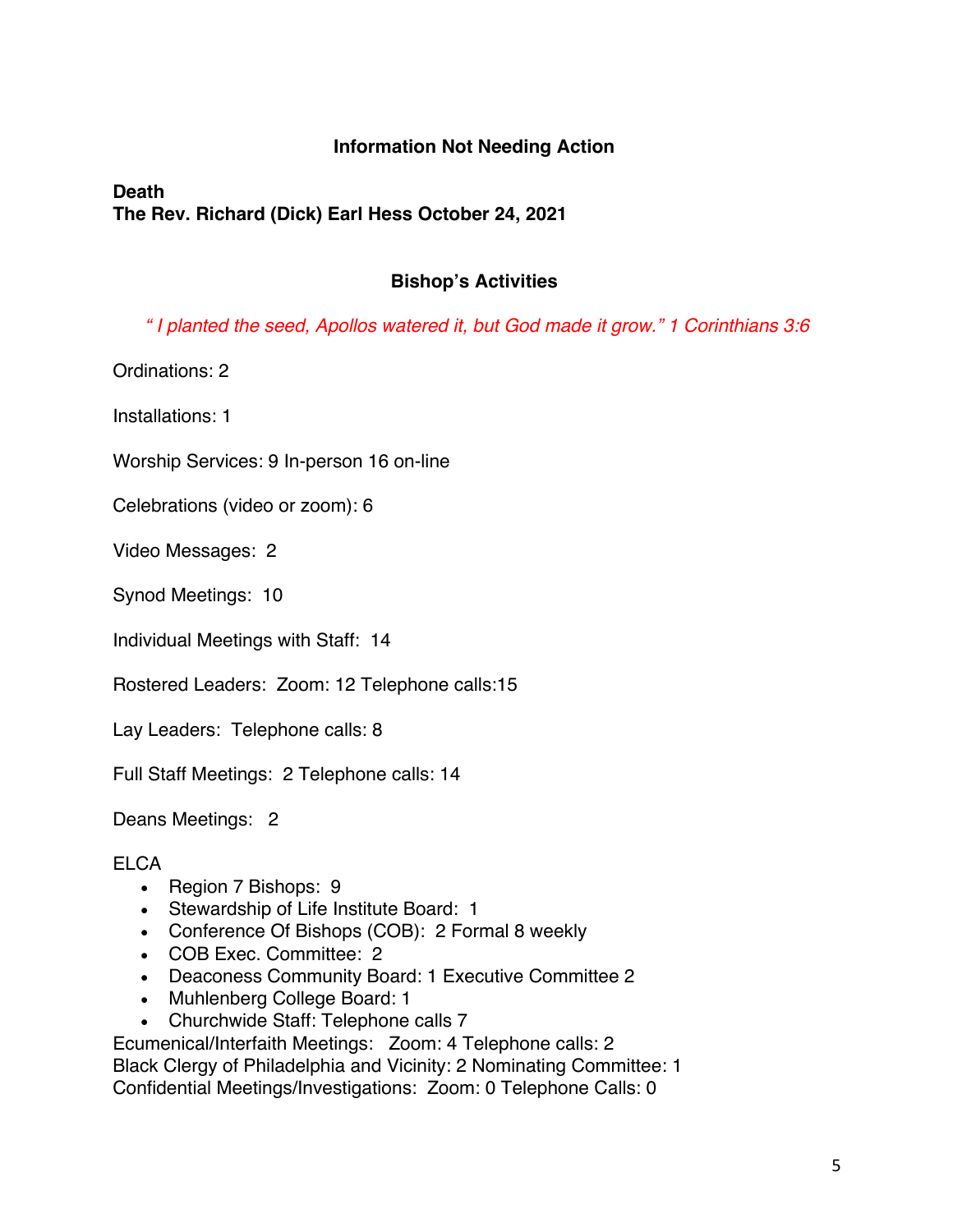## Information Not Needing Action

**Death**
**The Rev. Richard (Dick) Earl Hess October 24, 2021**

## Bishop's Activities

*" I planted the seed, Apollos watered it, but God made it grow." 1 Corinthians 3:6*

Ordinations: 2

Installations: 1

Worship Services: 9 In-person 16 on-line

Celebrations (video or zoom): 6

Video Messages: 2

Synod Meetings: 10

Individual Meetings with Staff: 14

Rostered Leaders: Zoom: 12 Telephone calls:15

Lay Leaders: Telephone calls: 8

Full Staff Meetings: 2 Telephone calls: 14

Deans Meetings: 2

ELCA

- Region 7 Bishops: 9
- Stewardship of Life Institute Board: 1
- Conference Of Bishops (COB): 2 Formal 8 weekly
- COB Exec. Committee: 2
- Deaconess Community Board: 1 Executive Committee 2
- Muhlenberg College Board: 1
- Churchwide Staff: Telephone calls 7

Ecumenical/Interfaith Meetings: Zoom: 4 Telephone calls: 2
Black Clergy of Philadelphia and Vicinity: 2 Nominating Committee: 1
Confidential Meetings/Investigations: Zoom: 0 Telephone Calls: 0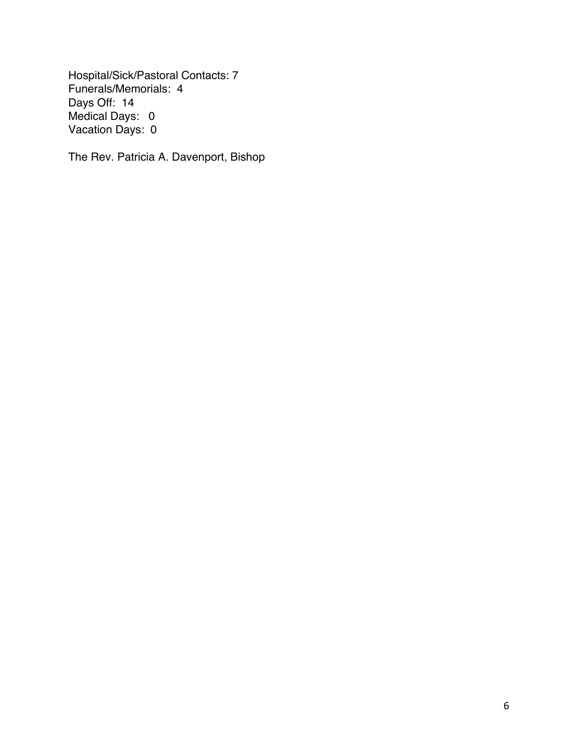Hospital/Sick/Pastoral Contacts: 7
Funerals/Memorials: 4
Days Off: 14
Medical Days: 0
Vacation Days: 0

The Rev. Patricia A. Davenport, Bishop